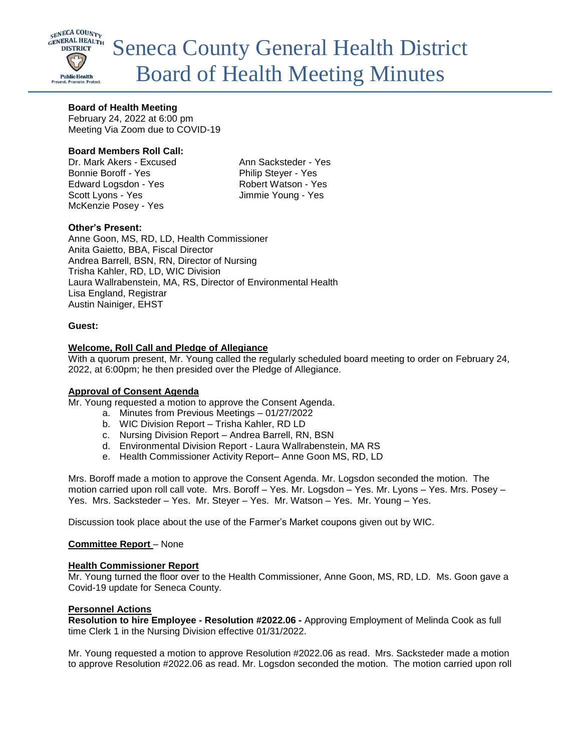# Seneca County General Health District Board of Health Meeting Minutes

**Board of Health Meeting**
February 24, 2022 at 6:00 pm
Meeting Via Zoom due to COVID-19

**Board Members Roll Call:**

Dr. Mark Akers - Excused
Bonnie Boroff - Yes
Edward Logsdon - Yes
Scott Lyons - Yes
McKenzie Posey - Yes
Ann Sacksteder - Yes
Philip Steyer - Yes
Robert Watson - Yes
Jimmie Young - Yes

**Other's Present:**
Anne Goon, MS, RD, LD, Health Commissioner
Anita Gaietto, BBA, Fiscal Director
Andrea Barrell, BSN, RN, Director of Nursing
Trisha Kahler, RD, LD, WIC Division
Laura Wallrabenstein, MA, RS, Director of Environmental Health
Lisa England, Registrar
Austin Nainiger, EHST

**Guest:**

**Welcome, Roll Call and Pledge of Allegiance**
With a quorum present, Mr. Young called the regularly scheduled board meeting to order on February 24, 2022, at 6:00pm; he then presided over the Pledge of Allegiance.

**Approval of Consent Agenda**
Mr. Young requested a motion to approve the Consent Agenda.

a. Minutes from Previous Meetings – 01/27/2022
b. WIC Division Report – Trisha Kahler, RD LD
c. Nursing Division Report – Andrea Barrell, RN, BSN
d. Environmental Division Report - Laura Wallrabenstein, MA RS
e. Health Commissioner Activity Report– Anne Goon MS, RD, LD

Mrs. Boroff made a motion to approve the Consent Agenda. Mr. Logsdon seconded the motion. The motion carried upon roll call vote. Mrs. Boroff – Yes. Mr. Logsdon – Yes. Mr. Lyons – Yes. Mrs. Posey – Yes. Mrs. Sacksteder – Yes. Mr. Steyer – Yes. Mr. Watson – Yes. Mr. Young – Yes.

Discussion took place about the use of the Farmer's Market coupons given out by WIC.

**Committee Report** – None

**Health Commissioner Report**
Mr. Young turned the floor over to the Health Commissioner, Anne Goon, MS, RD, LD. Ms. Goon gave a Covid-19 update for Seneca County.

**Personnel Actions**
**Resolution to hire Employee - Resolution #2022.06 -** Approving Employment of Melinda Cook as full time Clerk 1 in the Nursing Division effective 01/31/2022.

Mr. Young requested a motion to approve Resolution #2022.06 as read. Mrs. Sacksteder made a motion to approve Resolution #2022.06 as read. Mr. Logsdon seconded the motion. The motion carried upon roll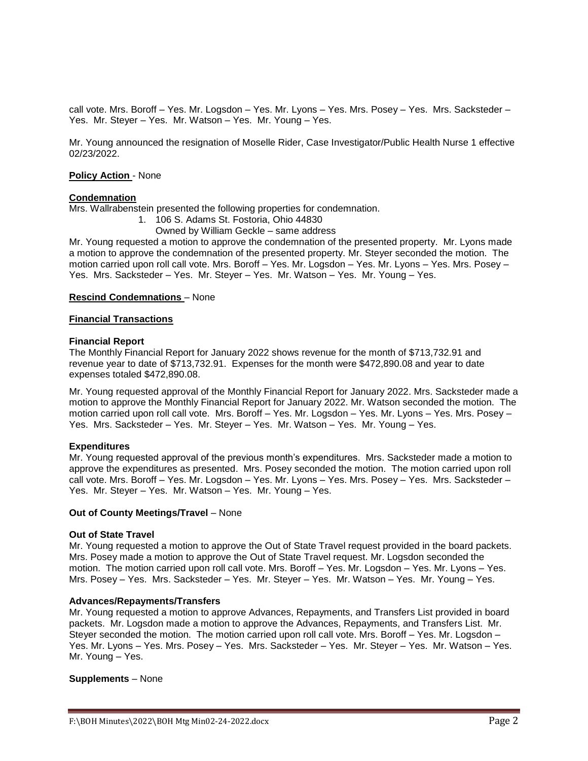call vote. Mrs. Boroff – Yes. Mr. Logsdon – Yes. Mr. Lyons – Yes. Mrs. Posey – Yes. Mrs. Sacksteder – Yes. Mr. Steyer – Yes. Mr. Watson – Yes. Mr. Young – Yes.

Mr. Young announced the resignation of Moselle Rider, Case Investigator/Public Health Nurse 1 effective 02/23/2022.

**Policy Action** - None

**Condemnation**

Mrs. Wallrabenstein presented the following properties for condemnation.

1. 106 S. Adams St. Fostoria, Ohio 44830
   Owned by William Geckle – same address

Mr. Young requested a motion to approve the condemnation of the presented property. Mr. Lyons made a motion to approve the condemnation of the presented property. Mr. Steyer seconded the motion. The motion carried upon roll call vote. Mrs. Boroff – Yes. Mr. Logsdon – Yes. Mr. Lyons – Yes. Mrs. Posey – Yes. Mrs. Sacksteder – Yes. Mr. Steyer – Yes. Mr. Watson – Yes. Mr. Young – Yes.

**Rescind Condemnations** – None

**Financial Transactions**

**Financial Report**

The Monthly Financial Report for January 2022 shows revenue for the month of $713,732.91 and revenue year to date of $713,732.91. Expenses for the month were $472,890.08 and year to date expenses totaled $472,890.08.

Mr. Young requested approval of the Monthly Financial Report for January 2022. Mrs. Sacksteder made a motion to approve the Monthly Financial Report for January 2022. Mr. Watson seconded the motion. The motion carried upon roll call vote. Mrs. Boroff – Yes. Mr. Logsdon – Yes. Mr. Lyons – Yes. Mrs. Posey – Yes. Mrs. Sacksteder – Yes. Mr. Steyer – Yes. Mr. Watson – Yes. Mr. Young – Yes.

**Expenditures**

Mr. Young requested approval of the previous month's expenditures. Mrs. Sacksteder made a motion to approve the expenditures as presented. Mrs. Posey seconded the motion. The motion carried upon roll call vote. Mrs. Boroff – Yes. Mr. Logsdon – Yes. Mr. Lyons – Yes. Mrs. Posey – Yes. Mrs. Sacksteder – Yes. Mr. Steyer – Yes. Mr. Watson – Yes. Mr. Young – Yes.

**Out of County Meetings/Travel** – None

**Out of State Travel**

Mr. Young requested a motion to approve the Out of State Travel request provided in the board packets. Mrs. Posey made a motion to approve the Out of State Travel request. Mr. Logsdon seconded the motion. The motion carried upon roll call vote. Mrs. Boroff – Yes. Mr. Logsdon – Yes. Mr. Lyons – Yes. Mrs. Posey – Yes. Mrs. Sacksteder – Yes. Mr. Steyer – Yes. Mr. Watson – Yes. Mr. Young – Yes.

**Advances/Repayments/Transfers**

Mr. Young requested a motion to approve Advances, Repayments, and Transfers List provided in board packets. Mr. Logsdon made a motion to approve the Advances, Repayments, and Transfers List. Mr. Steyer seconded the motion. The motion carried upon roll call vote. Mrs. Boroff – Yes. Mr. Logsdon – Yes. Mr. Lyons – Yes. Mrs. Posey – Yes. Mrs. Sacksteder – Yes. Mr. Steyer – Yes. Mr. Watson – Yes. Mr. Young – Yes.

**Supplements** – None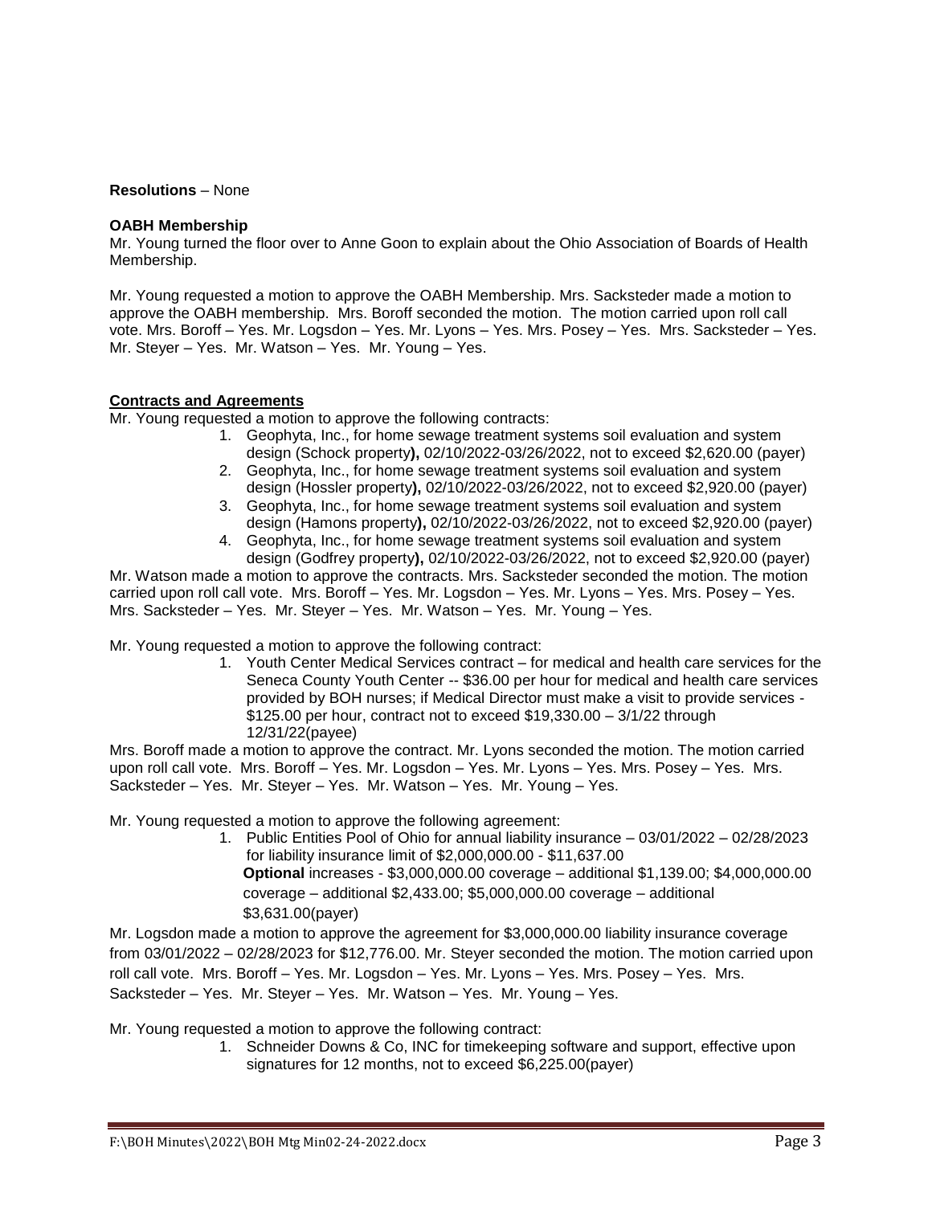**Resolutions** – None

**OABH Membership**

Mr. Young turned the floor over to Anne Goon to explain about the Ohio Association of Boards of Health Membership.

Mr. Young requested a motion to approve the OABH Membership. Mrs. Sacksteder made a motion to approve the OABH membership. Mrs. Boroff seconded the motion. The motion carried upon roll call vote. Mrs. Boroff – Yes. Mr. Logsdon – Yes. Mr. Lyons – Yes. Mrs. Posey – Yes. Mrs. Sacksteder – Yes. Mr. Steyer – Yes. Mr. Watson – Yes. Mr. Young – Yes.

**Contracts and Agreements**

Mr. Young requested a motion to approve the following contracts:

1. Geophyta, Inc., for home sewage treatment systems soil evaluation and system design (Schock property**),** 02/10/2022-03/26/2022, not to exceed $2,620.00 (payer)
2. Geophyta, Inc., for home sewage treatment systems soil evaluation and system design (Hossler property**),** 02/10/2022-03/26/2022, not to exceed $2,920.00 (payer)
3. Geophyta, Inc., for home sewage treatment systems soil evaluation and system design (Hamons property**),** 02/10/2022-03/26/2022, not to exceed $2,920.00 (payer)
4. Geophyta, Inc., for home sewage treatment systems soil evaluation and system design (Godfrey property**),** 02/10/2022-03/26/2022, not to exceed $2,920.00 (payer)

Mr. Watson made a motion to approve the contracts. Mrs. Sacksteder seconded the motion. The motion carried upon roll call vote. Mrs. Boroff – Yes. Mr. Logsdon – Yes. Mr. Lyons – Yes. Mrs. Posey – Yes. Mrs. Sacksteder – Yes. Mr. Steyer – Yes. Mr. Watson – Yes. Mr. Young – Yes.

Mr. Young requested a motion to approve the following contract:

1. Youth Center Medical Services contract – for medical and health care services for the Seneca County Youth Center -- $36.00 per hour for medical and health care services provided by BOH nurses; if Medical Director must make a visit to provide services - $125.00 per hour, contract not to exceed $19,330.00 – 3/1/22 through 12/31/22(payee)

Mrs. Boroff made a motion to approve the contract. Mr. Lyons seconded the motion. The motion carried upon roll call vote. Mrs. Boroff – Yes. Mr. Logsdon – Yes. Mr. Lyons – Yes. Mrs. Posey – Yes. Mrs. Sacksteder – Yes. Mr. Steyer – Yes. Mr. Watson – Yes. Mr. Young – Yes.

Mr. Young requested a motion to approve the following agreement:

1. Public Entities Pool of Ohio for annual liability insurance – 03/01/2022 – 02/28/2023 for liability insurance limit of $2,000,000.00 - $11,637.00
   **Optional** increases - $3,000,000.00 coverage – additional $1,139.00; $4,000,000.00 coverage – additional $2,433.00; $5,000,000.00 coverage – additional $3,631.00(payer)

Mr. Logsdon made a motion to approve the agreement for $3,000,000.00 liability insurance coverage from 03/01/2022 – 02/28/2023 for $12,776.00. Mr. Steyer seconded the motion. The motion carried upon roll call vote. Mrs. Boroff – Yes. Mr. Logsdon – Yes. Mr. Lyons – Yes. Mrs. Posey – Yes. Mrs. Sacksteder – Yes. Mr. Steyer – Yes. Mr. Watson – Yes. Mr. Young – Yes.

Mr. Young requested a motion to approve the following contract:

1. Schneider Downs & Co, INC for timekeeping software and support, effective upon signatures for 12 months, not to exceed $6,225.00(payer)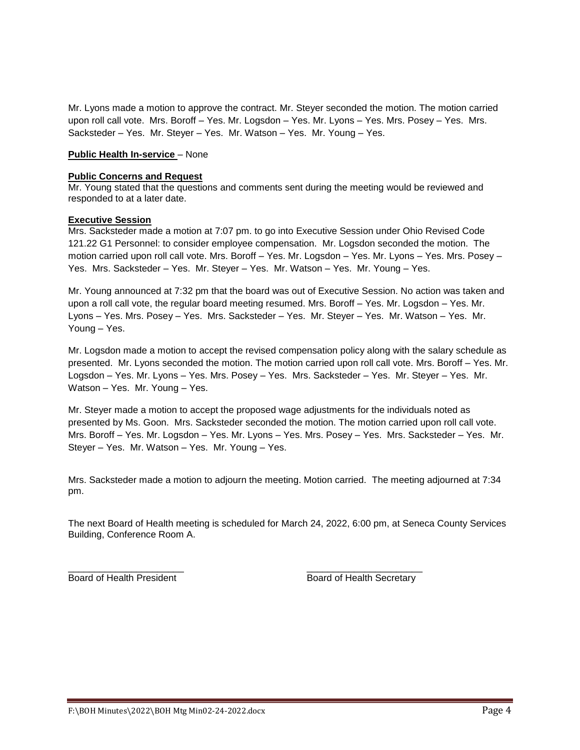Mr. Lyons made a motion to approve the contract. Mr. Steyer seconded the motion. The motion carried upon roll call vote. Mrs. Boroff – Yes. Mr. Logsdon – Yes. Mr. Lyons – Yes. Mrs. Posey – Yes. Mrs. Sacksteder – Yes. Mr. Steyer – Yes. Mr. Watson – Yes. Mr. Young – Yes.

**Public Health In-service** – None

**Public Concerns and Request**

Mr. Young stated that the questions and comments sent during the meeting would be reviewed and responded to at a later date.

**Executive Session**

Mrs. Sacksteder made a motion at 7:07 pm. to go into Executive Session under Ohio Revised Code 121.22 G1 Personnel: to consider employee compensation. Mr. Logsdon seconded the motion. The motion carried upon roll call vote. Mrs. Boroff – Yes. Mr. Logsdon – Yes. Mr. Lyons – Yes. Mrs. Posey – Yes. Mrs. Sacksteder – Yes. Mr. Steyer – Yes. Mr. Watson – Yes. Mr. Young – Yes.

Mr. Young announced at 7:32 pm that the board was out of Executive Session. No action was taken and upon a roll call vote, the regular board meeting resumed. Mrs. Boroff – Yes. Mr. Logsdon – Yes. Mr. Lyons – Yes. Mrs. Posey – Yes. Mrs. Sacksteder – Yes. Mr. Steyer – Yes. Mr. Watson – Yes. Mr. Young – Yes.

Mr. Logsdon made a motion to accept the revised compensation policy along with the salary schedule as presented. Mr. Lyons seconded the motion. The motion carried upon roll call vote. Mrs. Boroff – Yes. Mr. Logsdon – Yes. Mr. Lyons – Yes. Mrs. Posey – Yes. Mrs. Sacksteder – Yes. Mr. Steyer – Yes. Mr. Watson – Yes. Mr. Young – Yes.

Mr. Steyer made a motion to accept the proposed wage adjustments for the individuals noted as presented by Ms. Goon. Mrs. Sacksteder seconded the motion. The motion carried upon roll call vote. Mrs. Boroff – Yes. Mr. Logsdon – Yes. Mr. Lyons – Yes. Mrs. Posey – Yes. Mrs. Sacksteder – Yes. Mr. Steyer – Yes. Mr. Watson – Yes. Mr. Young – Yes.

Mrs. Sacksteder made a motion to adjourn the meeting. Motion carried. The meeting adjourned at 7:34 pm.

The next Board of Health meeting is scheduled for March 24, 2022, 6:00 pm, at Seneca County Services Building, Conference Room A.

\_\_\_\_\_\_\_\_\_\_\_\_\_\_\_\_\_\_\_\_\_\_\_ \_\_\_\_\_\_\_\_\_\_\_\_\_\_\_\_\_\_\_\_\_\_\_

Board of Health President Board of Health Secretary